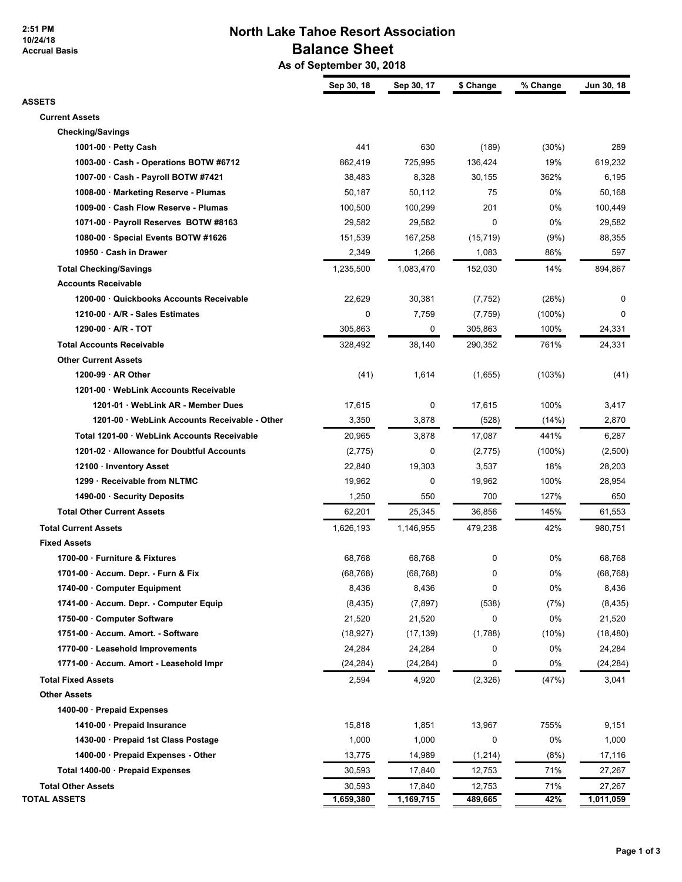2:51 PM
10/24/18
Accrual Basis

# North Lake Tahoe Resort Association
## Balance Sheet
### As of September 30, 2018

| | Sep 30, 18 | Sep 30, 17 | $ Change | % Change | Jun 30, 18 |
|---|---|---|---|---|---|
| **ASSETS** | | | | | |
| **Current Assets** | | | | | |
| **Checking/Savings** | | | | | |
| **1001-00 · Petty Cash** | 441 | 630 | (189) | (30%) | 289 |
| **1003-00 · Cash - Operations BOTW #6712** | 862,419 | 725,995 | 136,424 | 19% | 619,232 |
| **1007-00 · Cash - Payroll BOTW #7421** | 38,483 | 8,328 | 30,155 | 362% | 6,195 |
| **1008-00 · Marketing Reserve - Plumas** | 50,187 | 50,112 | 75 | 0% | 50,168 |
| **1009-00 · Cash Flow Reserve - Plumas** | 100,500 | 100,299 | 201 | 0% | 100,449 |
| **1071-00 · Payroll Reserves BOTW #8163** | 29,582 | 29,582 | 0 | 0% | 29,582 |
| **1080-00 · Special Events BOTW #1626** | 151,539 | 167,258 | (15,719) | (9%) | 88,355 |
| **10950 · Cash in Drawer** | 2,349 | 1,266 | 1,083 | 86% | 597 |
| **Total Checking/Savings** | 1,235,500 | 1,083,470 | 152,030 | 14% | 894,867 |
| **Accounts Receivable** | | | | | |
| **1200-00 · Quickbooks Accounts Receivable** | 22,629 | 30,381 | (7,752) | (26%) | 0 |
| **1210-00 · A/R - Sales Estimates** | 0 | 7,759 | (7,759) | (100%) | 0 |
| **1290-00 · A/R - TOT** | 305,863 | 0 | 305,863 | 100% | 24,331 |
| **Total Accounts Receivable** | 328,492 | 38,140 | 290,352 | 761% | 24,331 |
| **Other Current Assets** | | | | | |
| **1200-99 · AR Other** | (41) | 1,614 | (1,655) | (103%) | (41) |
| **1201-00 · WebLink Accounts Receivable** | | | | | |
| **1201-01 · WebLink AR - Member Dues** | 17,615 | 0 | 17,615 | 100% | 3,417 |
| **1201-00 · WebLink Accounts Receivable - Other** | 3,350 | 3,878 | (528) | (14%) | 2,870 |
| **Total 1201-00 · WebLink Accounts Receivable** | 20,965 | 3,878 | 17,087 | 441% | 6,287 |
| **1201-02 · Allowance for Doubtful Accounts** | (2,775) | 0 | (2,775) | (100%) | (2,500) |
| **12100 · Inventory Asset** | 22,840 | 19,303 | 3,537 | 18% | 28,203 |
| **1299 · Receivable from NLTMC** | 19,962 | 0 | 19,962 | 100% | 28,954 |
| **1490-00 · Security Deposits** | 1,250 | 550 | 700 | 127% | 650 |
| **Total Other Current Assets** | 62,201 | 25,345 | 36,856 | 145% | 61,553 |
| **Total Current Assets** | 1,626,193 | 1,146,955 | 479,238 | 42% | 980,751 |
| **Fixed Assets** | | | | | |
| **1700-00 · Furniture & Fixtures** | 68,768 | 68,768 | 0 | 0% | 68,768 |
| **1701-00 · Accum. Depr. - Furn & Fix** | (68,768) | (68,768) | 0 | 0% | (68,768) |
| **1740-00 · Computer Equipment** | 8,436 | 8,436 | 0 | 0% | 8,436 |
| **1741-00 · Accum. Depr. - Computer Equip** | (8,435) | (7,897) | (538) | (7%) | (8,435) |
| **1750-00 · Computer Software** | 21,520 | 21,520 | 0 | 0% | 21,520 |
| **1751-00 · Accum. Amort. - Software** | (18,927) | (17,139) | (1,788) | (10%) | (18,480) |
| **1770-00 · Leasehold Improvements** | 24,284 | 24,284 | 0 | 0% | 24,284 |
| **1771-00 · Accum. Amort - Leasehold Impr** | (24,284) | (24,284) | 0 | 0% | (24,284) |
| **Total Fixed Assets** | 2,594 | 4,920 | (2,326) | (47%) | 3,041 |
| **Other Assets** | | | | | |
| **1400-00 · Prepaid Expenses** | | | | | |
| **1410-00 · Prepaid Insurance** | 15,818 | 1,851 | 13,967 | 755% | 9,151 |
| **1430-00 · Prepaid 1st Class Postage** | 1,000 | 1,000 | 0 | 0% | 1,000 |
| **1400-00 · Prepaid Expenses - Other** | 13,775 | 14,989 | (1,214) | (8%) | 17,116 |
| **Total 1400-00 · Prepaid Expenses** | 30,593 | 17,840 | 12,753 | 71% | 27,267 |
| **Total Other Assets** | 30,593 | 17,840 | 12,753 | 71% | 27,267 |
| **TOTAL ASSETS** | **1,659,380** | **1,169,715** | **489,665** | **42%** | **1,011,059** |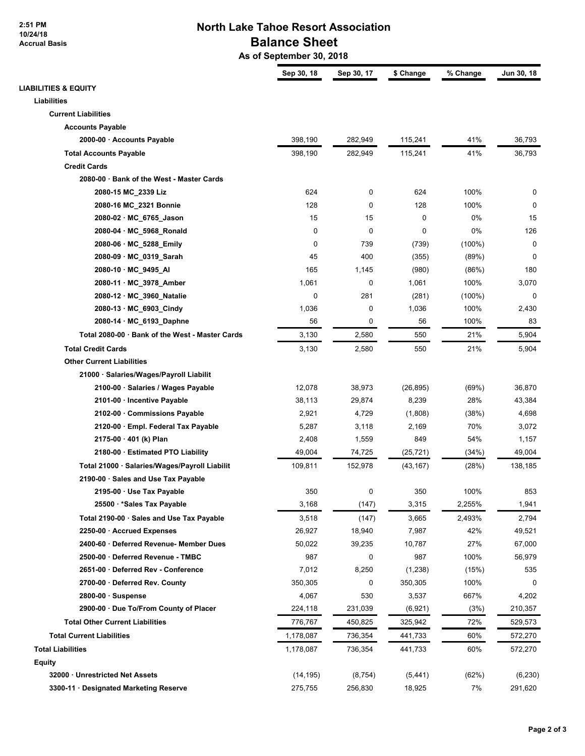# North Lake Tahoe Resort Association

## Balance Sheet

### As of September 30, 2018

2:51 PM
10/24/18
Accrual Basis

| | Sep 30, 18 | Sep 30, 17 | $ Change | % Change | Jun 30, 18 |
|---|---|---|---|---|---|
| **LIABILITIES & EQUITY** | | | | | |
| **Liabilities** | | | | | |
| **Current Liabilities** | | | | | |
| **Accounts Payable** | | | | | |
| **2000-00 · Accounts Payable** | 398,190 | 282,949 | 115,241 | 41% | 36,793 |
| **Total Accounts Payable** | 398,190 | 282,949 | 115,241 | 41% | 36,793 |
| **Credit Cards** | | | | | |
| **2080-00 · Bank of the West - Master Cards** | | | | | |
| **2080-15 MC_2339 Liz** | 624 | 0 | 624 | 100% | 0 |
| **2080-16 MC_2321 Bonnie** | 128 | 0 | 128 | 100% | 0 |
| **2080-02 · MC_6765_Jason** | 15 | 15 | 0 | 0% | 15 |
| **2080-04 · MC_5968_Ronald** | 0 | 0 | 0 | 0% | 126 |
| **2080-06 · MC_5288_Emily** | 0 | 739 | (739) | (100%) | 0 |
| **2080-09 · MC_0319_Sarah** | 45 | 400 | (355) | (89%) | 0 |
| **2080-10 · MC_9495_Al** | 165 | 1,145 | (980) | (86%) | 180 |
| **2080-11 · MC_3978_Amber** | 1,061 | 0 | 1,061 | 100% | 3,070 |
| **2080-12 · MC_3960_Natalie** | 0 | 281 | (281) | (100%) | 0 |
| **2080-13 · MC_6903_Cindy** | 1,036 | 0 | 1,036 | 100% | 2,430 |
| **2080-14 · MC_6193_Daphne** | 56 | 0 | 56 | 100% | 83 |
| **Total 2080-00 · Bank of the West - Master Cards** | 3,130 | 2,580 | 550 | 21% | 5,904 |
| **Total Credit Cards** | 3,130 | 2,580 | 550 | 21% | 5,904 |
| **Other Current Liabilities** | | | | | |
| **21000 · Salaries/Wages/Payroll Liabilit** | | | | | |
| **2100-00 · Salaries / Wages Payable** | 12,078 | 38,973 | (26,895) | (69%) | 36,870 |
| **2101-00 · Incentive Payable** | 38,113 | 29,874 | 8,239 | 28% | 43,384 |
| **2102-00 · Commissions Payable** | 2,921 | 4,729 | (1,808) | (38%) | 4,698 |
| **2120-00 · Empl. Federal Tax Payable** | 5,287 | 3,118 | 2,169 | 70% | 3,072 |
| **2175-00 · 401 (k) Plan** | 2,408 | 1,559 | 849 | 54% | 1,157 |
| **2180-00 · Estimated PTO Liability** | 49,004 | 74,725 | (25,721) | (34%) | 49,004 |
| **Total 21000 · Salaries/Wages/Payroll Liabilit** | 109,811 | 152,978 | (43,167) | (28%) | 138,185 |
| **2190-00 · Sales and Use Tax Payable** | | | | | |
| **2195-00 · Use Tax Payable** | 350 | 0 | 350 | 100% | 853 |
| **25500 · *Sales Tax Payable** | 3,168 | (147) | 3,315 | 2,255% | 1,941 |
| **Total 2190-00 · Sales and Use Tax Payable** | 3,518 | (147) | 3,665 | 2,493% | 2,794 |
| **2250-00 · Accrued Expenses** | 26,927 | 18,940 | 7,987 | 42% | 49,521 |
| **2400-60 · Deferred Revenue- Member Dues** | 50,022 | 39,235 | 10,787 | 27% | 67,000 |
| **2500-00 · Deferred Revenue - TMBC** | 987 | 0 | 987 | 100% | 56,979 |
| **2651-00 · Deferred Rev - Conference** | 7,012 | 8,250 | (1,238) | (15%) | 535 |
| **2700-00 · Deferred Rev. County** | 350,305 | 0 | 350,305 | 100% | 0 |
| **2800-00 · Suspense** | 4,067 | 530 | 3,537 | 667% | 4,202 |
| **2900-00 · Due To/From County of Placer** | 224,118 | 231,039 | (6,921) | (3%) | 210,357 |
| **Total Other Current Liabilities** | 776,767 | 450,825 | 325,942 | 72% | 529,573 |
| **Total Current Liabilities** | 1,178,087 | 736,354 | 441,733 | 60% | 572,270 |
| **Total Liabilities** | 1,178,087 | 736,354 | 441,733 | 60% | 572,270 |
| **Equity** | | | | | |
| **32000 · Unrestricted Net Assets** | (14,195) | (8,754) | (5,441) | (62%) | (6,230) |
| **3300-11 · Designated Marketing Reserve** | 275,755 | 256,830 | 18,925 | 7% | 291,620 |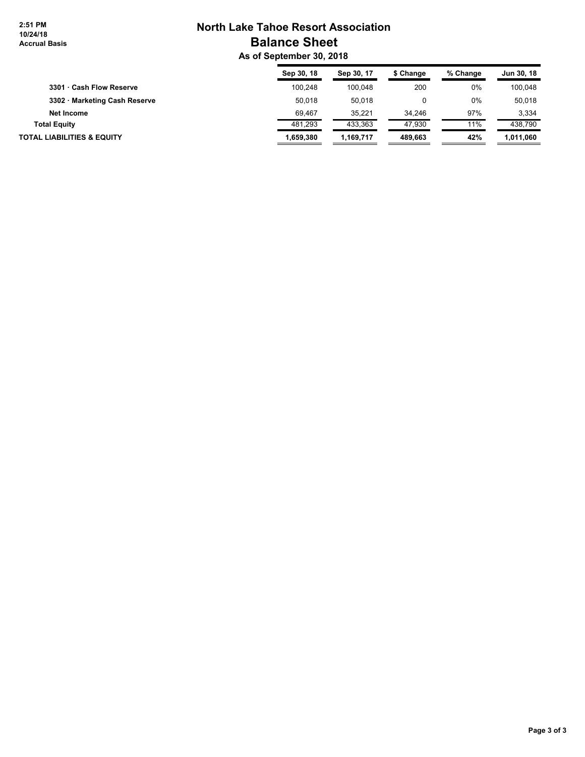# North Lake Tahoe Resort Association
## Balance Sheet
### As of September 30, 2018

2:51 PM
10/24/18
Accrual Basis

| | Sep 30, 18 | Sep 30, 17 | $ Change | % Change | Jun 30, 18 |
|---|---|---|---|---|---|
| 3301 · Cash Flow Reserve | 100,248 | 100,048 | 200 | 0% | 100,048 |
| 3302 · Marketing Cash Reserve | 50,018 | 50,018 | 0 | 0% | 50,018 |
| Net Income | 69,467 | 35,221 | 34,246 | 97% | 3,334 |
| **Total Equity** | 481,293 | 433,363 | 47,930 | 11% | 438,790 |
| **TOTAL LIABILITIES & EQUITY** | **1,659,380** | **1,169,717** | **489,663** | **42%** | **1,011,060** |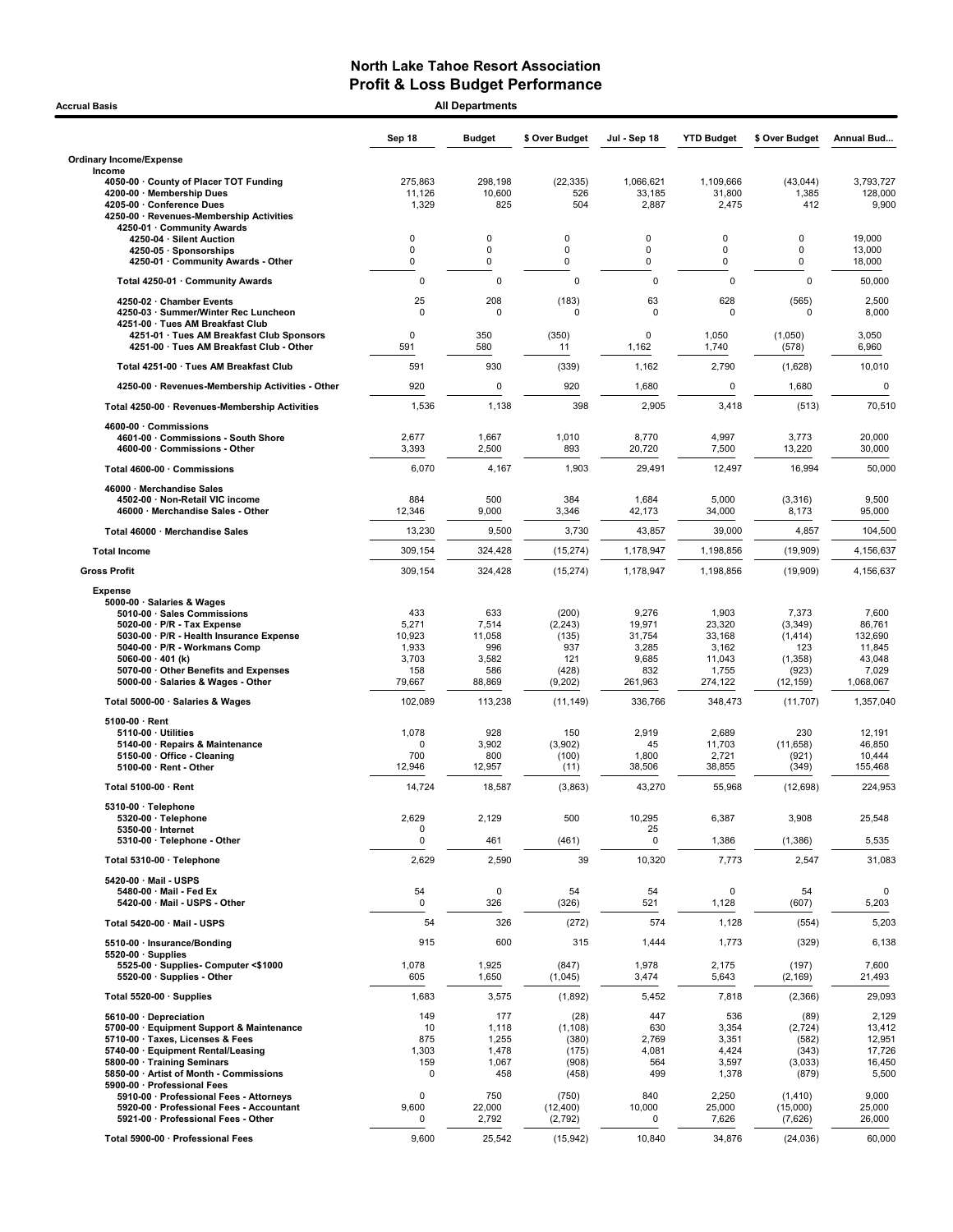# North Lake Tahoe Resort Association
## Profit & Loss Budget Performance

**Accrual Basis** — **All Departments**

| | Sep 18 | Budget | $ Over Budget | Jul - Sep 18 | YTD Budget | $ Over Budget | Annual Bud... |
|---|---|---|---|---|---|---|---|
| **Ordinary Income/Expense** | | | | | | | |
| **Income** | | | | | | | |
| 4050-00 · County of Placer TOT Funding | 275,863 | 298,198 | (22,335) | 1,066,621 | 1,109,666 | (43,044) | 3,793,727 |
| 4200-00 · Membership Dues | 11,126 | 10,600 | 526 | 33,185 | 31,800 | 1,385 | 128,000 |
| 4205-00 · Conference Dues | 1,329 | 825 | 504 | 2,887 | 2,475 | 412 | 9,900 |
| 4250-00 · Revenues-Membership Activities | | | | | | | |
| 4250-01 · Community Awards | | | | | | | |
| 4250-04 · Silent Auction | 0 | 0 | 0 | 0 | 0 | 0 | 19,000 |
| 4250-05 · Sponsorships | 0 | 0 | 0 | 0 | 0 | 0 | 13,000 |
| 4250-01 · Community Awards - Other | 0 | 0 | 0 | 0 | 0 | 0 | 18,000 |
| Total 4250-01 · Community Awards | 0 | 0 | 0 | 0 | 0 | 0 | 50,000 |
| 4250-02 · Chamber Events | 25 | 208 | (183) | 63 | 628 | (565) | 2,500 |
| 4250-03 · Summer/Winter Rec Luncheon | 0 | 0 | 0 | 0 | 0 | 0 | 8,000 |
| 4251-00 · Tues AM Breakfast Club | | | | | | | |
| 4251-01 · Tues AM Breakfast Club Sponsors | 0 | 350 | (350) | 0 | 1,050 | (1,050) | 3,050 |
| 4251-00 · Tues AM Breakfast Club - Other | 591 | 580 | 11 | 1,162 | 1,740 | (578) | 6,960 |
| Total 4251-00 · Tues AM Breakfast Club | 591 | 930 | (339) | 1,162 | 2,790 | (1,628) | 10,010 |
| 4250-00 · Revenues-Membership Activities - Other | 920 | 0 | 920 | 1,680 | 0 | 1,680 | 0 |
| Total 4250-00 · Revenues-Membership Activities | 1,536 | 1,138 | 398 | 2,905 | 3,418 | (513) | 70,510 |
| 4600-00 · Commissions | | | | | | | |
| 4601-00 · Commissions - South Shore | 2,677 | 1,667 | 1,010 | 8,770 | 4,997 | 3,773 | 20,000 |
| 4600-00 · Commissions - Other | 3,393 | 2,500 | 893 | 20,720 | 7,500 | 13,220 | 30,000 |
| Total 4600-00 · Commissions | 6,070 | 4,167 | 1,903 | 29,491 | 12,497 | 16,994 | 50,000 |
| 46000 · Merchandise Sales | | | | | | | |
| 4502-00 · Non-Retail VIC income | 884 | 500 | 384 | 1,684 | 5,000 | (3,316) | 9,500 |
| 46000 · Merchandise Sales - Other | 12,346 | 9,000 | 3,346 | 42,173 | 34,000 | 8,173 | 95,000 |
| Total 46000 · Merchandise Sales | 13,230 | 9,500 | 3,730 | 43,857 | 39,000 | 4,857 | 104,500 |
| **Total Income** | 309,154 | 324,428 | (15,274) | 1,178,947 | 1,198,856 | (19,909) | 4,156,637 |
| **Gross Profit** | 309,154 | 324,428 | (15,274) | 1,178,947 | 1,198,856 | (19,909) | 4,156,637 |
| **Expense** | | | | | | | |
| 5000-00 · Salaries & Wages | | | | | | | |
| 5010-00 · Sales Commissions | 433 | 633 | (200) | 9,276 | 1,903 | 7,373 | 7,600 |
| 5020-00 · P/R - Tax Expense | 5,271 | 7,514 | (2,243) | 19,971 | 23,320 | (3,349) | 86,761 |
| 5030-00 · P/R - Health Insurance Expense | 10,923 | 11,058 | (135) | 31,754 | 33,168 | (1,414) | 132,690 |
| 5040-00 · P/R - Workmans Comp | 1,933 | 996 | 937 | 3,285 | 3,162 | 123 | 11,845 |
| 5060-00 · 401 (k) | 3,703 | 3,582 | 121 | 9,685 | 11,043 | (1,358) | 43,048 |
| 5070-00 · Other Benefits and Expenses | 158 | 586 | (428) | 832 | 1,755 | (923) | 7,029 |
| 5000-00 · Salaries & Wages - Other | 79,667 | 88,869 | (9,202) | 261,963 | 274,122 | (12,159) | 1,068,067 |
| Total 5000-00 · Salaries & Wages | 102,089 | 113,238 | (11,149) | 336,766 | 348,473 | (11,707) | 1,357,040 |
| 5100-00 · Rent | | | | | | | |
| 5110-00 · Utilities | 1,078 | 928 | 150 | 2,919 | 2,689 | 230 | 12,191 |
| 5140-00 · Repairs & Maintenance | 0 | 3,902 | (3,902) | 45 | 11,703 | (11,658) | 46,850 |
| 5150-00 · Office - Cleaning | 700 | 800 | (100) | 1,800 | 2,721 | (921) | 10,444 |
| 5100-00 · Rent - Other | 12,946 | 12,957 | (11) | 38,506 | 38,855 | (349) | 155,468 |
| Total 5100-00 · Rent | 14,724 | 18,587 | (3,863) | 43,270 | 55,968 | (12,698) | 224,953 |
| 5310-00 · Telephone | | | | | | | |
| 5320-00 · Telephone | 2,629 | 2,129 | 500 | 10,295 | 6,387 | 3,908 | 25,548 |
| 5350-00 · Internet | 0 | | | 25 | | | |
| 5310-00 · Telephone - Other | 0 | 461 | (461) | 0 | 1,386 | (1,386) | 5,535 |
| Total 5310-00 · Telephone | 2,629 | 2,590 | 39 | 10,320 | 7,773 | 2,547 | 31,083 |
| 5420-00 · Mail - USPS | | | | | | | |
| 5480-00 · Mail - Fed Ex | 54 | 0 | 54 | 54 | 0 | 54 | 0 |
| 5420-00 · Mail - USPS - Other | 0 | 326 | (326) | 521 | 1,128 | (607) | 5,203 |
| Total 5420-00 · Mail - USPS | 54 | 326 | (272) | 574 | 1,128 | (554) | 5,203 |
| 5510-00 · Insurance/Bonding | 915 | 600 | 315 | 1,444 | 1,773 | (329) | 6,138 |
| 5520-00 · Supplies | | | | | | | |
| 5525-00 · Supplies- Computer <$1000 | 1,078 | 1,925 | (847) | 1,978 | 2,175 | (197) | 7,600 |
| 5520-00 · Supplies - Other | 605 | 1,650 | (1,045) | 3,474 | 5,643 | (2,169) | 21,493 |
| Total 5520-00 · Supplies | 1,683 | 3,575 | (1,892) | 5,452 | 7,818 | (2,366) | 29,093 |
| 5610-00 · Depreciation | 149 | 177 | (28) | 447 | 536 | (89) | 2,129 |
| 5700-00 · Equipment Support & Maintenance | 10 | 1,118 | (1,108) | 630 | 3,354 | (2,724) | 13,412 |
| 5710-00 · Taxes, Licenses & Fees | 875 | 1,255 | (380) | 2,769 | 3,351 | (582) | 12,951 |
| 5740-00 · Equipment Rental/Leasing | 1,303 | 1,478 | (175) | 4,081 | 4,424 | (343) | 17,726 |
| 5800-00 · Training Seminars | 159 | 1,067 | (908) | 564 | 3,597 | (3,033) | 16,450 |
| 5850-00 · Artist of Month - Commissions | 0 | 458 | (458) | 499 | 1,378 | (879) | 5,500 |
| 5900-00 · Professional Fees | | | | | | | |
| 5910-00 · Professional Fees - Attorneys | 0 | 750 | (750) | 840 | 2,250 | (1,410) | 9,000 |
| 5920-00 · Professional Fees - Accountant | 9,600 | 22,000 | (12,400) | 10,000 | 25,000 | (15,000) | 25,000 |
| 5921-00 · Professional Fees - Other | 0 | 2,792 | (2,792) | 0 | 7,626 | (7,626) | 26,000 |
| Total 5900-00 · Professional Fees | 9,600 | 25,542 | (15,942) | 10,840 | 34,876 | (24,036) | 60,000 |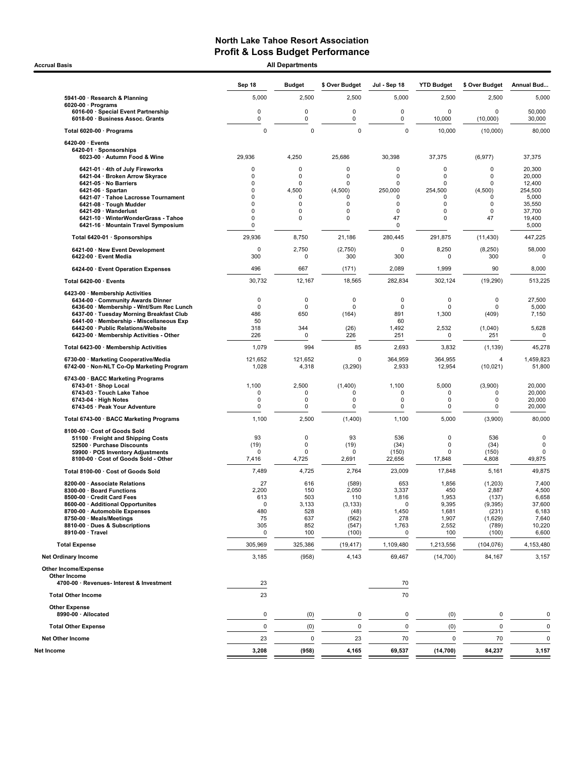# North Lake Tahoe Resort Association
## Profit & Loss Budget Performance

Accrual Basis — All Departments

| | Sep 18 | Budget | $ Over Budget | Jul - Sep 18 | YTD Budget | $ Over Budget | Annual Bud... |
|---|---|---|---|---|---|---|---|
| 5941-00 · Research & Planning | 5,000 | 2,500 | 2,500 | 5,000 | 2,500 | 2,500 | 5,000 |
| 6020-00 · Programs | | | | | | | |
| 6016-00 · Special Event Partnership | 0 | 0 | 0 | 0 | 0 | 0 | 50,000 |
| 6018-00 · Business Assoc. Grants | 0 | 0 | 0 | 0 | 10,000 | (10,000) | 30,000 |
| Total 6020-00 · Programs | 0 | 0 | 0 | 0 | 10,000 | (10,000) | 80,000 |
| 6420-00 · Events | | | | | | | |
| 6420-01 · Sponsorships | | | | | | | |
| 6023-00 · Autumn Food & Wine | 29,936 | 4,250 | 25,686 | 30,398 | 37,375 | (6,977) | 37,375 |
| 6421-01 · 4th of July Fireworks | 0 | 0 | 0 | 0 | 0 | 0 | 20,300 |
| 6421-04 · Broken Arrow Skyrace | 0 | 0 | 0 | 0 | 0 | 0 | 20,000 |
| 6421-05 · No Barriers | 0 | 0 | 0 | 0 | 0 | 0 | 12,400 |
| 6421-06 · Spartan | 0 | 4,500 | (4,500) | 250,000 | 254,500 | (4,500) | 254,500 |
| 6421-07 · Tahoe Lacrosse Tournament | 0 | 0 | 0 | 0 | 0 | 0 | 5,000 |
| 6421-08 · Tough Mudder | 0 | 0 | 0 | 0 | 0 | 0 | 35,550 |
| 6421-09 · Wanderlust | 0 | 0 | 0 | 0 | 0 | 0 | 37,700 |
| 6421-10 · WinterWonderGrass - Tahoe | 0 | 0 | 0 | 47 | 0 | 47 | 19,400 |
| 6421-16 · Mountain Travel Symposium | 0 | | | 0 | | | 5,000 |
| Total 6420-01 · Sponsorships | 29,936 | 8,750 | 21,186 | 280,445 | 291,875 | (11,430) | 447,225 |
| 6421-00 · New Event Development | 0 | 2,750 | (2,750) | 0 | 8,250 | (8,250) | 58,000 |
| 6422-00 · Event Media | 300 | 0 | 300 | 300 | 0 | 300 | 0 |
| 6424-00 · Event Operation Expenses | 496 | 667 | (171) | 2,089 | 1,999 | 90 | 8,000 |
| Total 6420-00 · Events | 30,732 | 12,167 | 18,565 | 282,834 | 302,124 | (19,290) | 513,225 |
| 6423-00 · Membership Activities | | | | | | | |
| 6434-00 · Community Awards Dinner | 0 | 0 | 0 | 0 | 0 | 0 | 27,500 |
| 6436-00 · Membership - Wnt/Sum Rec Lunch | 0 | 0 | 0 | 0 | 0 | 0 | 5,000 |
| 6437-00 · Tuesday Morning Breakfast Club | 486 | 650 | (164) | 891 | 1,300 | (409) | 7,150 |
| 6441-00 · Membership - Miscellaneous Exp | 50 | | | 60 | | | |
| 6442-00 · Public Relations/Website | 318 | 344 | (26) | 1,492 | 2,532 | (1,040) | 5,628 |
| 6423-00 · Membership Activities - Other | 226 | 0 | 226 | 251 | 0 | 251 | 0 |
| Total 6423-00 · Membership Activities | 1,079 | 994 | 85 | 2,693 | 3,832 | (1,139) | 45,278 |
| 6730-00 · Marketing Cooperative/Media | 121,652 | 121,652 | 0 | 364,959 | 364,955 | 4 | 1,459,823 |
| 6742-00 · Non-NLT Co-Op Marketing Program | 1,028 | 4,318 | (3,290) | 2,933 | 12,954 | (10,021) | 51,800 |
| 6743-00 · BACC Marketing Programs | | | | | | | |
| 6743-01 · Shop Local | 1,100 | 2,500 | (1,400) | 1,100 | 5,000 | (3,900) | 20,000 |
| 6743-03 · Touch Lake Tahoe | 0 | 0 | 0 | 0 | 0 | 0 | 20,000 |
| 6743-04 · High Notes | 0 | 0 | 0 | 0 | 0 | 0 | 20,000 |
| 6743-05 · Peak Your Adventure | 0 | 0 | 0 | 0 | 0 | 0 | 20,000 |
| Total 6743-00 · BACC Marketing Programs | 1,100 | 2,500 | (1,400) | 1,100 | 5,000 | (3,900) | 80,000 |
| 8100-00 · Cost of Goods Sold | | | | | | | |
| 51100 · Freight and Shipping Costs | 93 | 0 | 93 | 536 | 0 | 536 | 0 |
| 52500 · Purchase Discounts | (19) | 0 | (19) | (34) | 0 | (34) | 0 |
| 59900 · POS Inventory Adjustments | 0 | 0 | 0 | (150) | 0 | (150) | 0 |
| 8100-00 · Cost of Goods Sold - Other | 7,416 | 4,725 | 2,691 | 22,656 | 17,848 | 4,808 | 49,875 |
| Total 8100-00 · Cost of Goods Sold | 7,489 | 4,725 | 2,764 | 23,009 | 17,848 | 5,161 | 49,875 |
| 8200-00 · Associate Relations | 27 | 616 | (589) | 653 | 1,856 | (1,203) | 7,400 |
| 8300-00 · Board Functions | 2,200 | 150 | 2,050 | 3,337 | 450 | 2,887 | 4,500 |
| 8500-00 · Credit Card Fees | 613 | 503 | 110 | 1,816 | 1,953 | (137) | 6,658 |
| 8600-00 · Additional Opportunites | 0 | 3,133 | (3,133) | 0 | 9,395 | (9,395) | 37,600 |
| 8700-00 · Automobile Expenses | 480 | 528 | (48) | 1,450 | 1,681 | (231) | 6,183 |
| 8750-00 · Meals/Meetings | 75 | 637 | (562) | 278 | 1,907 | (1,629) | 7,640 |
| 8810-00 · Dues & Subscriptions | 305 | 852 | (547) | 1,763 | 2,552 | (789) | 10,220 |
| 8910-00 · Travel | 0 | 100 | (100) | 0 | 100 | (100) | 6,600 |
| Total Expense | 305,969 | 325,386 | (19,417) | 1,109,480 | 1,213,556 | (104,076) | 4,153,480 |
| Net Ordinary Income | 3,185 | (958) | 4,143 | 69,467 | (14,700) | 84,167 | 3,157 |
| Other Income/Expense | | | | | | | |
| Other Income | | | | | | | |
| 4700-00 · Revenues- Interest & Investment | 23 | | | 70 | | | |
| Total Other Income | 23 | | | 70 | | | |
| Other Expense | | | | | | | |
| 8990-00 · Allocated | 0 | (0) | 0 | 0 | (0) | 0 | 0 |
| Total Other Expense | 0 | (0) | 0 | 0 | (0) | 0 | 0 |
| Net Other Income | 23 | 0 | 23 | 70 | 0 | 70 | 0 |
| Net Income | 3,208 | (958) | 4,165 | 69,537 | (14,700) | 84,237 | 3,157 |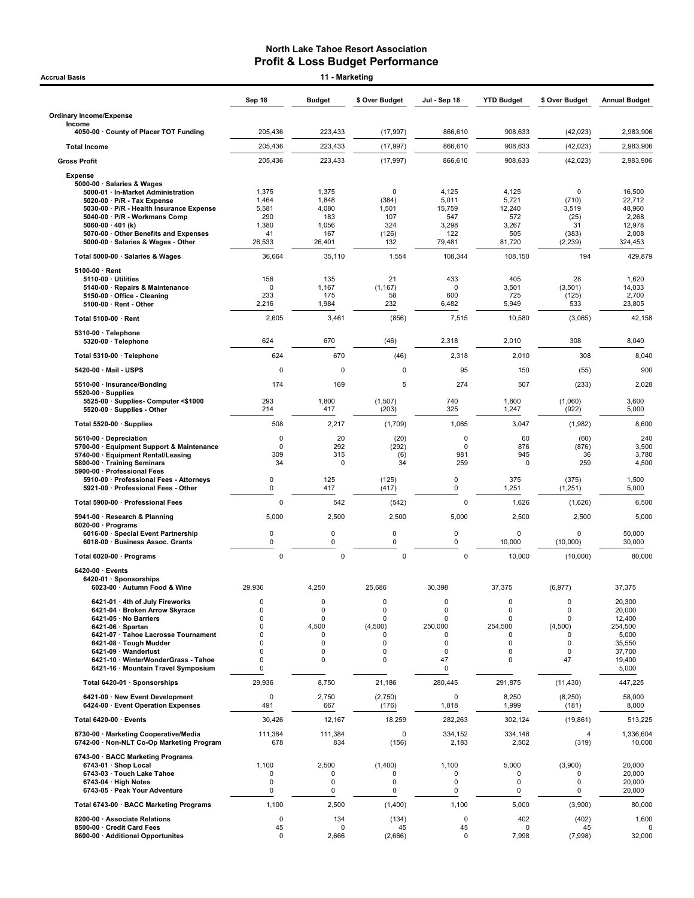# North Lake Tahoe Resort Association
## Profit & Loss Budget Performance

**Accrual Basis** — **11 - Marketing**

| | Sep 18 | Budget | $ Over Budget | Jul - Sep 18 | YTD Budget | $ Over Budget | Annual Budget |
|---|---|---|---|---|---|---|---|
| **Ordinary Income/Expense** | | | | | | | |
| Income | | | | | | | |
| 4050-00 · County of Placer TOT Funding | 205,436 | 223,433 | (17,997) | 866,610 | 908,633 | (42,023) | 2,983,906 |
| **Total Income** | 205,436 | 223,433 | (17,997) | 866,610 | 908,633 | (42,023) | 2,983,906 |
| **Gross Profit** | 205,436 | 223,433 | (17,997) | 866,610 | 908,633 | (42,023) | 2,983,906 |
| **Expense** | | | | | | | |
| 5000-00 · Salaries & Wages | | | | | | | |
| 5000-01 · In-Market Administration | 1,375 | 1,375 | 0 | 4,125 | 4,125 | 0 | 16,500 |
| 5020-00 · P/R - Tax Expense | 1,464 | 1,848 | (384) | 5,011 | 5,721 | (710) | 22,712 |
| 5030-00 · P/R - Health Insurance Expense | 5,581 | 4,080 | 1,501 | 15,759 | 12,240 | 3,519 | 48,960 |
| 5040-00 · P/R - Workmans Comp | 290 | 183 | 107 | 547 | 572 | (25) | 2,268 |
| 5060-00 · 401 (k) | 1,380 | 1,056 | 324 | 3,298 | 3,267 | 31 | 12,978 |
| 5070-00 · Other Benefits and Expenses | 41 | 167 | (126) | 122 | 505 | (383) | 2,008 |
| 5000-00 · Salaries & Wages - Other | 26,533 | 26,401 | 132 | 79,481 | 81,720 | (2,239) | 324,453 |
| **Total 5000-00 · Salaries & Wages** | 36,664 | 35,110 | 1,554 | 108,344 | 108,150 | 194 | 429,879 |
| 5100-00 · Rent | | | | | | | |
| 5110-00 · Utilities | 156 | 135 | 21 | 433 | 405 | 28 | 1,620 |
| 5140-00 · Repairs & Maintenance | 0 | 1,167 | (1,167) | 0 | 3,501 | (3,501) | 14,033 |
| 5150-00 · Office - Cleaning | 233 | 175 | 58 | 600 | 725 | (125) | 2,700 |
| 5100-00 · Rent - Other | 2,216 | 1,984 | 232 | 6,482 | 5,949 | 533 | 23,805 |
| **Total 5100-00 · Rent** | 2,605 | 3,461 | (856) | 7,515 | 10,580 | (3,065) | 42,158 |
| 5310-00 · Telephone | | | | | | | |
| 5320-00 · Telephone | 624 | 670 | (46) | 2,318 | 2,010 | 308 | 8,040 |
| **Total 5310-00 · Telephone** | 624 | 670 | (46) | 2,318 | 2,010 | 308 | 8,040 |
| 5420-00 · Mail - USPS | 0 | 0 | 0 | 95 | 150 | (55) | 900 |
| 5510-00 · Insurance/Bonding | 174 | 169 | 5 | 274 | 507 | (233) | 2,028 |
| 5520-00 · Supplies | | | | | | | |
| 5525-00 · Supplies- Computer <$1000 | 293 | 1,800 | (1,507) | 740 | 1,800 | (1,060) | 3,600 |
| 5520-00 · Supplies - Other | 214 | 417 | (203) | 325 | 1,247 | (922) | 5,000 |
| **Total 5520-00 · Supplies** | 508 | 2,217 | (1,709) | 1,065 | 3,047 | (1,982) | 8,600 |
| 5610-00 · Depreciation | 0 | 20 | (20) | 0 | 60 | (60) | 240 |
| 5700-00 · Equipment Support & Maintenance | 0 | 292 | (292) | 0 | 876 | (876) | 3,500 |
| 5740-00 · Equipment Rental/Leasing | 309 | 315 | (6) | 981 | 945 | 36 | 3,780 |
| 5800-00 · Training Seminars | 34 | 0 | 34 | 259 | 0 | 259 | 4,500 |
| 5900-00 · Professional Fees | | | | | | | |
| 5910-00 · Professional Fees - Attorneys | 0 | 125 | (125) | 0 | 375 | (375) | 1,500 |
| 5921-00 · Professional Fees - Other | 0 | 417 | (417) | 0 | 1,251 | (1,251) | 5,000 |
| **Total 5900-00 · Professional Fees** | 0 | 542 | (542) | 0 | 1,626 | (1,626) | 6,500 |
| 5941-00 · Research & Planning | 5,000 | 2,500 | 2,500 | 5,000 | 2,500 | 2,500 | 5,000 |
| 6020-00 · Programs | | | | | | | |
| 6016-00 · Special Event Partnership | 0 | 0 | 0 | 0 | 0 | 0 | 50,000 |
| 6018-00 · Business Assoc. Grants | 0 | 0 | 0 | 0 | 10,000 | (10,000) | 30,000 |
| **Total 6020-00 · Programs** | 0 | 0 | 0 | 0 | 10,000 | (10,000) | 80,000 |
| 6420-00 · Events | | | | | | | |
| 6420-01 · Sponsorships | | | | | | | |
| 6023-00 · Autumn Food & Wine | 29,936 | 4,250 | 25,686 | 30,398 | 37,375 | (6,977) | 37,375 |
| 6421-01 · 4th of July Fireworks | 0 | 0 | 0 | 0 | 0 | 0 | 20,300 |
| 6421-04 · Broken Arrow Skyrace | 0 | 0 | 0 | 0 | 0 | 0 | 20,000 |
| 6421-05 · No Barriers | 0 | 0 | 0 | 0 | 0 | 0 | 12,400 |
| 6421-06 · Spartan | 0 | 4,500 | (4,500) | 250,000 | 254,500 | (4,500) | 254,500 |
| 6421-07 · Tahoe Lacrosse Tournament | 0 | 0 | 0 | 0 | 0 | 0 | 5,000 |
| 6421-08 · Tough Mudder | 0 | 0 | 0 | 0 | 0 | 0 | 35,550 |
| 6421-09 · Wanderlust | 0 | 0 | 0 | 0 | 0 | 0 | 37,700 |
| 6421-10 · WinterWonderGrass - Tahoe | 0 | 0 | 0 | 47 | 0 | 47 | 19,400 |
| 6421-16 · Mountain Travel Symposium | 0 | | | 0 | | | 5,000 |
| **Total 6420-01 · Sponsorships** | 29,936 | 8,750 | 21,186 | 280,445 | 291,875 | (11,430) | 447,225 |
| 6421-00 · New Event Development | 0 | 2,750 | (2,750) | 0 | 8,250 | (8,250) | 58,000 |
| 6424-00 · Event Operation Expenses | 491 | 667 | (176) | 1,818 | 1,999 | (181) | 8,000 |
| **Total 6420-00 · Events** | 30,426 | 12,167 | 18,259 | 282,263 | 302,124 | (19,861) | 513,225 |
| 6730-00 · Marketing Cooperative/Media | 111,384 | 111,384 | 0 | 334,152 | 334,148 | 4 | 1,336,604 |
| 6742-00 · Non-NLT Co-Op Marketing Program | 678 | 834 | (156) | 2,183 | 2,502 | (319) | 10,000 |
| 6743-00 · BACC Marketing Programs | | | | | | | |
| 6743-01 · Shop Local | 1,100 | 2,500 | (1,400) | 1,100 | 5,000 | (3,900) | 20,000 |
| 6743-03 · Touch Lake Tahoe | 0 | 0 | 0 | 0 | 0 | 0 | 20,000 |
| 6743-04 · High Notes | 0 | 0 | 0 | 0 | 0 | 0 | 20,000 |
| 6743-05 · Peak Your Adventure | 0 | 0 | 0 | 0 | 0 | 0 | 20,000 |
| **Total 6743-00 · BACC Marketing Programs** | 1,100 | 2,500 | (1,400) | 1,100 | 5,000 | (3,900) | 80,000 |
| 8200-00 · Associate Relations | 0 | 134 | (134) | 0 | 402 | (402) | 1,600 |
| 8500-00 · Credit Card Fees | 45 | 0 | 45 | 45 | 0 | 45 | 0 |
| 8600-00 · Additional Opportunites | 0 | 2,666 | (2,666) | 0 | 7,998 | (7,998) | 32,000 |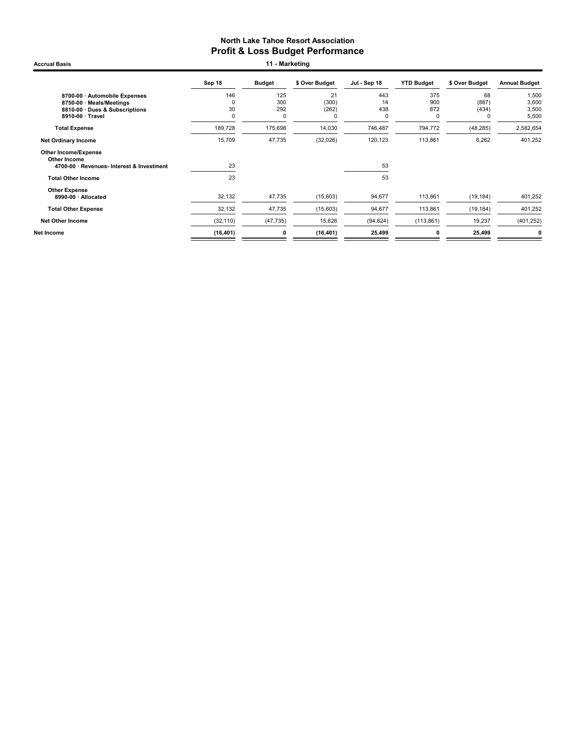# North Lake Tahoe Resort Association
## Profit & Loss Budget Performance

Accrual Basis

11 - Marketing

| | Sep 18 | Budget | $ Over Budget | Jul - Sep 18 | YTD Budget | $ Over Budget | Annual Budget |
|---|---|---|---|---|---|---|---|
| 8700-00 · Automobile Expenses | 146 | 125 | 21 | 443 | 375 | 68 | 1,500 |
| 8750-00 · Meals/Meetings | 0 | 300 | (300) | 14 | 900 | (887) | 3,600 |
| 8810-00 · Dues & Subscriptions | 30 | 292 | (262) | 438 | 872 | (434) | 3,500 |
| 8910-00 · Travel | 0 | 0 | 0 | 0 | 0 | 0 | 5,500 |
| **Total Expense** | 189,728 | 175,698 | 14,030 | 746,487 | 794,772 | (48,285) | 2,582,654 |
| **Net Ordinary Income** | 15,709 | 47,735 | (32,026) | 120,123 | 113,861 | 6,262 | 401,252 |
| **Other Income/Expense** | | | | | | | |
| **Other Income** | | | | | | | |
| 4700-00 · Revenues- Interest & Investment | 23 | | | 53 | | | |
| **Total Other Income** | 23 | | | 53 | | | |
| **Other Expense** | | | | | | | |
| 8990-00 · Allocated | 32,132 | 47,735 | (15,603) | 94,677 | 113,861 | (19,184) | 401,252 |
| **Total Other Expense** | 32,132 | 47,735 | (15,603) | 94,677 | 113,861 | (19,184) | 401,252 |
| **Net Other Income** | (32,110) | (47,735) | 15,626 | (94,624) | (113,861) | 19,237 | (401,252) |
| **Net Income** | **(16,401)** | **0** | **(16,401)** | **25,499** | **0** | **25,499** | **0** |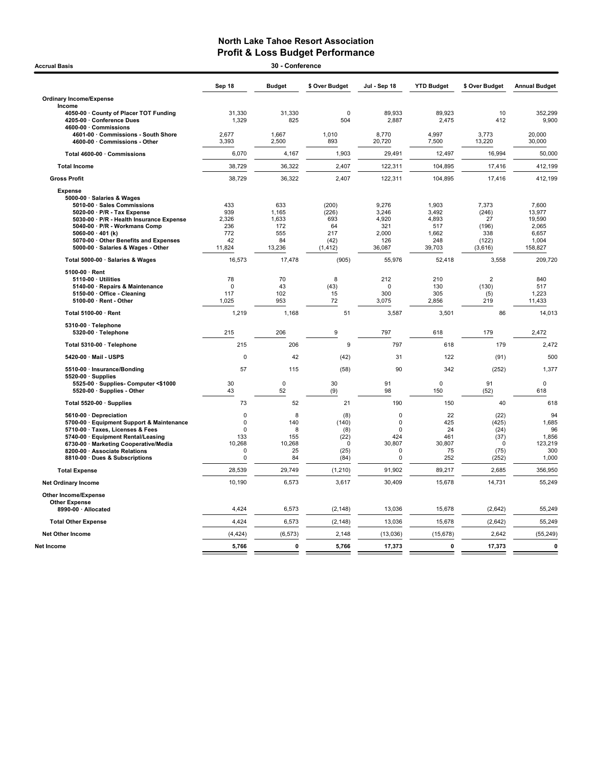# North Lake Tahoe Resort Association
## Profit & Loss Budget Performance

**Accrual Basis** — **30 - Conference**

| | Sep 18 | Budget | $ Over Budget | Jul - Sep 18 | YTD Budget | $ Over Budget | Annual Budget |
|---|---|---|---|---|---|---|---|
| **Ordinary Income/Expense** | | | | | | | |
| **Income** | | | | | | | |
| 4050-00 · County of Placer TOT Funding | 31,330 | 31,330 | 0 | 89,933 | 89,923 | 10 | 352,299 |
| 4205-00 · Conference Dues | 1,329 | 825 | 504 | 2,887 | 2,475 | 412 | 9,900 |
| 4600-00 · Commissions | | | | | | | |
| 4601-00 · Commissions - South Shore | 2,677 | 1,667 | 1,010 | 8,770 | 4,997 | 3,773 | 20,000 |
| 4600-00 · Commissions - Other | 3,393 | 2,500 | 893 | 20,720 | 7,500 | 13,220 | 30,000 |
| **Total 4600-00 · Commissions** | 6,070 | 4,167 | 1,903 | 29,491 | 12,497 | 16,994 | 50,000 |
| **Total Income** | 38,729 | 36,322 | 2,407 | 122,311 | 104,895 | 17,416 | 412,199 |
| **Gross Profit** | 38,729 | 36,322 | 2,407 | 122,311 | 104,895 | 17,416 | 412,199 |
| **Expense** | | | | | | | |
| 5000-00 · Salaries & Wages | | | | | | | |
| 5010-00 · Sales Commissions | 433 | 633 | (200) | 9,276 | 1,903 | 7,373 | 7,600 |
| 5020-00 · P/R - Tax Expense | 939 | 1,165 | (226) | 3,246 | 3,492 | (246) | 13,977 |
| 5030-00 · P/R - Health Insurance Expense | 2,326 | 1,633 | 693 | 4,920 | 4,893 | 27 | 19,590 |
| 5040-00 · P/R - Workmans Comp | 236 | 172 | 64 | 321 | 517 | (196) | 2,065 |
| 5060-00 · 401 (k) | 772 | 555 | 217 | 2,000 | 1,662 | 338 | 6,657 |
| 5070-00 · Other Benefits and Expenses | 42 | 84 | (42) | 126 | 248 | (122) | 1,004 |
| 5000-00 · Salaries & Wages - Other | 11,824 | 13,236 | (1,412) | 36,087 | 39,703 | (3,616) | 158,827 |
| **Total 5000-00 · Salaries & Wages** | 16,573 | 17,478 | (905) | 55,976 | 52,418 | 3,558 | 209,720 |
| 5100-00 · Rent | | | | | | | |
| 5110-00 · Utilities | 78 | 70 | 8 | 212 | 210 | 2 | 840 |
| 5140-00 · Repairs & Maintenance | 0 | 43 | (43) | 0 | 130 | (130) | 517 |
| 5150-00 · Office - Cleaning | 117 | 102 | 15 | 300 | 305 | (5) | 1,223 |
| 5100-00 · Rent - Other | 1,025 | 953 | 72 | 3,075 | 2,856 | 219 | 11,433 |
| **Total 5100-00 · Rent** | 1,219 | 1,168 | 51 | 3,587 | 3,501 | 86 | 14,013 |
| 5310-00 · Telephone | | | | | | | |
| 5320-00 · Telephone | 215 | 206 | 9 | 797 | 618 | 179 | 2,472 |
| **Total 5310-00 · Telephone** | 215 | 206 | 9 | 797 | 618 | 179 | 2,472 |
| 5420-00 · Mail - USPS | 0 | 42 | (42) | 31 | 122 | (91) | 500 |
| 5510-00 · Insurance/Bonding | 57 | 115 | (58) | 90 | 342 | (252) | 1,377 |
| 5520-00 · Supplies | | | | | | | |
| 5525-00 · Supplies- Computer <$1000 | 30 | 0 | 30 | 91 | 0 | 91 | 0 |
| 5520-00 · Supplies - Other | 43 | 52 | (9) | 98 | 150 | (52) | 618 |
| **Total 5520-00 · Supplies** | 73 | 52 | 21 | 190 | 150 | 40 | 618 |
| 5610-00 · Depreciation | 0 | 8 | (8) | 0 | 22 | (22) | 94 |
| 5700-00 · Equipment Support & Maintenance | 0 | 140 | (140) | 0 | 425 | (425) | 1,685 |
| 5710-00 · Taxes, Licenses & Fees | 0 | 8 | (8) | 0 | 24 | (24) | 96 |
| 5740-00 · Equipment Rental/Leasing | 133 | 155 | (22) | 424 | 461 | (37) | 1,856 |
| 6730-00 · Marketing Cooperative/Media | 10,268 | 10,268 | 0 | 30,807 | 30,807 | 0 | 123,219 |
| 8200-00 · Associate Relations | 0 | 25 | (25) | 0 | 75 | (75) | 300 |
| 8810-00 · Dues & Subscriptions | 0 | 84 | (84) | 0 | 252 | (252) | 1,000 |
| **Total Expense** | 28,539 | 29,749 | (1,210) | 91,902 | 89,217 | 2,685 | 356,950 |
| **Net Ordinary Income** | 10,190 | 6,573 | 3,617 | 30,409 | 15,678 | 14,731 | 55,249 |
| **Other Income/Expense** | | | | | | | |
| **Other Expense** | | | | | | | |
| 8990-00 · Allocated | 4,424 | 6,573 | (2,148) | 13,036 | 15,678 | (2,642) | 55,249 |
| **Total Other Expense** | 4,424 | 6,573 | (2,148) | 13,036 | 15,678 | (2,642) | 55,249 |
| **Net Other Income** | (4,424) | (6,573) | 2,148 | (13,036) | (15,678) | 2,642 | (55,249) |
| **Net Income** | **5,766** | **0** | **5,766** | **17,373** | **0** | **17,373** | **0** |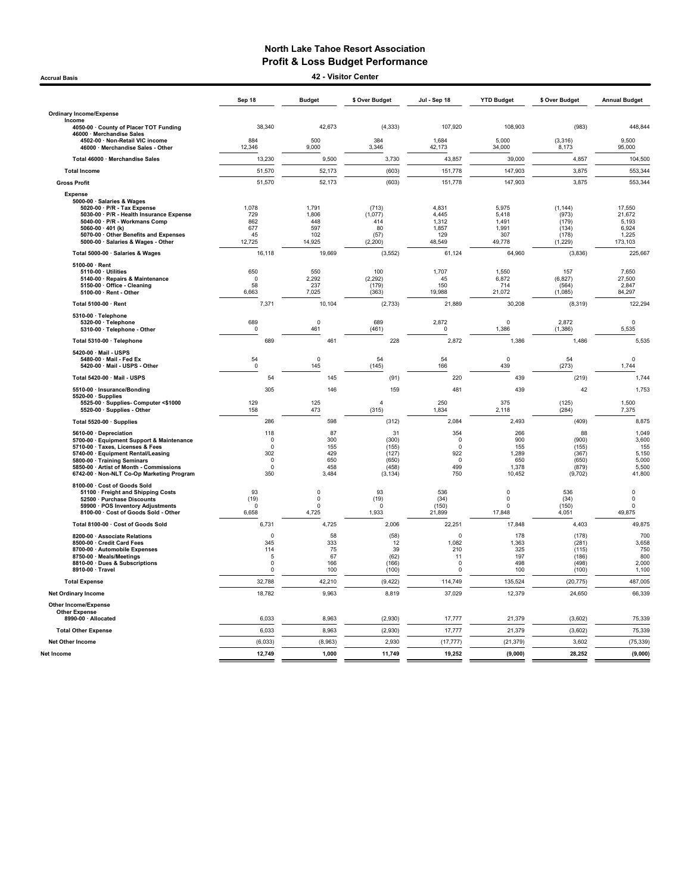# North Lake Tahoe Resort Association
## Profit & Loss Budget Performance

**Accrual Basis** — **42 - Visitor Center**

| | Sep 18 | Budget | $ Over Budget | Jul - Sep 18 | YTD Budget | $ Over Budget | Annual Budget |
|---|---|---|---|---|---|---|---|
| **Ordinary Income/Expense** | | | | | | | |
| **Income** | | | | | | | |
| 4050-00 · County of Placer TOT Funding | 38,340 | 42,673 | (4,333) | 107,920 | 108,903 | (983) | 448,844 |
| 46000 · Merchandise Sales | | | | | | | |
| 4502-00 · Non-Retail VIC income | 884 | 500 | 384 | 1,684 | 5,000 | (3,316) | 9,500 |
| 46000 · Merchandise Sales - Other | 12,346 | 9,000 | 3,346 | 42,173 | 34,000 | 8,173 | 95,000 |
| Total 46000 · Merchandise Sales | 13,230 | 9,500 | 3,730 | 43,857 | 39,000 | 4,857 | 104,500 |
| **Total Income** | 51,570 | 52,173 | (603) | 151,778 | 147,903 | 3,875 | 553,344 |
| **Gross Profit** | 51,570 | 52,173 | (603) | 151,778 | 147,903 | 3,875 | 553,344 |
| **Expense** | | | | | | | |
| 5000-00 · Salaries & Wages | | | | | | | |
| 5020-00 · P/R - Tax Expense | 1,078 | 1,791 | (713) | 4,831 | 5,975 | (1,144) | 17,550 |
| 5030-00 · P/R - Health Insurance Expense | 729 | 1,806 | (1,077) | 4,445 | 5,418 | (973) | 21,672 |
| 5040-00 · P/R - Workmans Comp | 862 | 448 | 414 | 1,312 | 1,491 | (179) | 5,193 |
| 5060-00 · 401 (k) | 677 | 597 | 80 | 1,857 | 1,991 | (134) | 6,924 |
| 5070-00 · Other Benefits and Expenses | 45 | 102 | (57) | 129 | 307 | (178) | 1,225 |
| 5000-00 · Salaries & Wages - Other | 12,725 | 14,925 | (2,200) | 48,549 | 49,778 | (1,229) | 173,103 |
| Total 5000-00 · Salaries & Wages | 16,118 | 19,669 | (3,552) | 61,124 | 64,960 | (3,836) | 225,667 |
| 5100-00 · Rent | | | | | | | |
| 5110-00 · Utilities | 650 | 550 | 100 | 1,707 | 1,550 | 157 | 7,650 |
| 5140-00 · Repairs & Maintenance | 0 | 2,292 | (2,292) | 45 | 6,872 | (6,827) | 27,500 |
| 5150-00 · Office - Cleaning | 58 | 237 | (179) | 150 | 714 | (564) | 2,847 |
| 5100-00 · Rent - Other | 6,663 | 7,025 | (363) | 19,988 | 21,072 | (1,085) | 84,297 |
| Total 5100-00 · Rent | 7,371 | 10,104 | (2,733) | 21,889 | 30,208 | (8,319) | 122,294 |
| 5310-00 · Telephone | | | | | | | |
| 5320-00 · Telephone | 689 | 0 | 689 | 2,872 | 0 | 2,872 | 0 |
| 5310-00 · Telephone - Other | 0 | 461 | (461) | 0 | 1,386 | (1,386) | 5,535 |
| Total 5310-00 · Telephone | 689 | 461 | 228 | 2,872 | 1,386 | 1,486 | 5,535 |
| 5420-00 · Mail - USPS | | | | | | | |
| 5480-00 · Mail - Fed Ex | 54 | 0 | 54 | 54 | 0 | 54 | 0 |
| 5420-00 · Mail - USPS - Other | 0 | 145 | (145) | 166 | 439 | (273) | 1,744 |
| Total 5420-00 · Mail - USPS | 54 | 145 | (91) | 220 | 439 | (219) | 1,744 |
| 5510-00 · Insurance/Bonding | 305 | 146 | 159 | 481 | 439 | 42 | 1,753 |
| 5520-00 · Supplies | | | | | | | |
| 5525-00 · Supplies- Computer <$1000 | 129 | 125 | 4 | 250 | 375 | (125) | 1,500 |
| 5520-00 · Supplies - Other | 158 | 473 | (315) | 1,834 | 2,118 | (284) | 7,375 |
| Total 5520-00 · Supplies | 286 | 598 | (312) | 2,084 | 2,493 | (409) | 8,875 |
| 5610-00 · Depreciation | 118 | 87 | 31 | 354 | 266 | 88 | 1,049 |
| 5700-00 · Equipment Support & Maintenance | 0 | 300 | (300) | 0 | 900 | (900) | 3,600 |
| 5710-00 · Taxes, Licenses & Fees | 0 | 155 | (155) | 0 | 155 | (155) | 155 |
| 5740-00 · Equipment Rental/Leasing | 302 | 429 | (127) | 922 | 1,289 | (367) | 5,150 |
| 5800-00 · Training Seminars | 0 | 650 | (650) | 0 | 650 | (650) | 5,000 |
| 5850-00 · Artist of Month - Commissions | 0 | 458 | (458) | 499 | 1,378 | (879) | 5,500 |
| 6742-00 · Non-NLT Co-Op Marketing Program | 350 | 3,484 | (3,134) | 750 | 10,452 | (9,702) | 41,800 |
| 8100-00 · Cost of Goods Sold | | | | | | | |
| 51100 · Freight and Shipping Costs | 93 | 0 | 93 | 536 | 0 | 536 | 0 |
| 52500 · Purchase Discounts | (19) | 0 | (19) | (34) | 0 | (34) | 0 |
| 59900 · POS Inventory Adjustments | 0 | 0 | 0 | (150) | 0 | (150) | 0 |
| 8100-00 · Cost of Goods Sold - Other | 6,658 | 4,725 | 1,933 | 21,899 | 17,848 | 4,051 | 49,875 |
| Total 8100-00 · Cost of Goods Sold | 6,731 | 4,725 | 2,006 | 22,251 | 17,848 | 4,403 | 49,875 |
| 8200-00 · Associate Relations | 0 | 58 | (58) | 0 | 178 | (178) | 700 |
| 8500-00 · Credit Card Fees | 345 | 333 | 12 | 1,082 | 1,363 | (281) | 3,658 |
| 8700-00 · Automobile Expenses | 114 | 75 | 39 | 210 | 325 | (115) | 750 |
| 8750-00 · Meals/Meetings | 5 | 67 | (62) | 11 | 197 | (186) | 800 |
| 8810-00 · Dues & Subscriptions | 0 | 166 | (166) | 0 | 498 | (498) | 2,000 |
| 8910-00 · Travel | 0 | 100 | (100) | 0 | 100 | (100) | 1,100 |
| **Total Expense** | 32,788 | 42,210 | (9,422) | 114,749 | 135,524 | (20,775) | 487,005 |
| **Net Ordinary Income** | 18,782 | 9,963 | 8,819 | 37,029 | 12,379 | 24,650 | 66,339 |
| **Other Income/Expense** | | | | | | | |
| **Other Expense** | | | | | | | |
| 8990-00 · Allocated | 6,033 | 8,963 | (2,930) | 17,777 | 21,379 | (3,602) | 75,339 |
| **Total Other Expense** | 6,033 | 8,963 | (2,930) | 17,777 | 21,379 | (3,602) | 75,339 |
| **Net Other Income** | (6,033) | (8,963) | 2,930 | (17,777) | (21,379) | 3,602 | (75,339) |
| **Net Income** | 12,749 | 1,000 | 11,749 | 19,252 | (9,000) | 28,252 | (9,000) |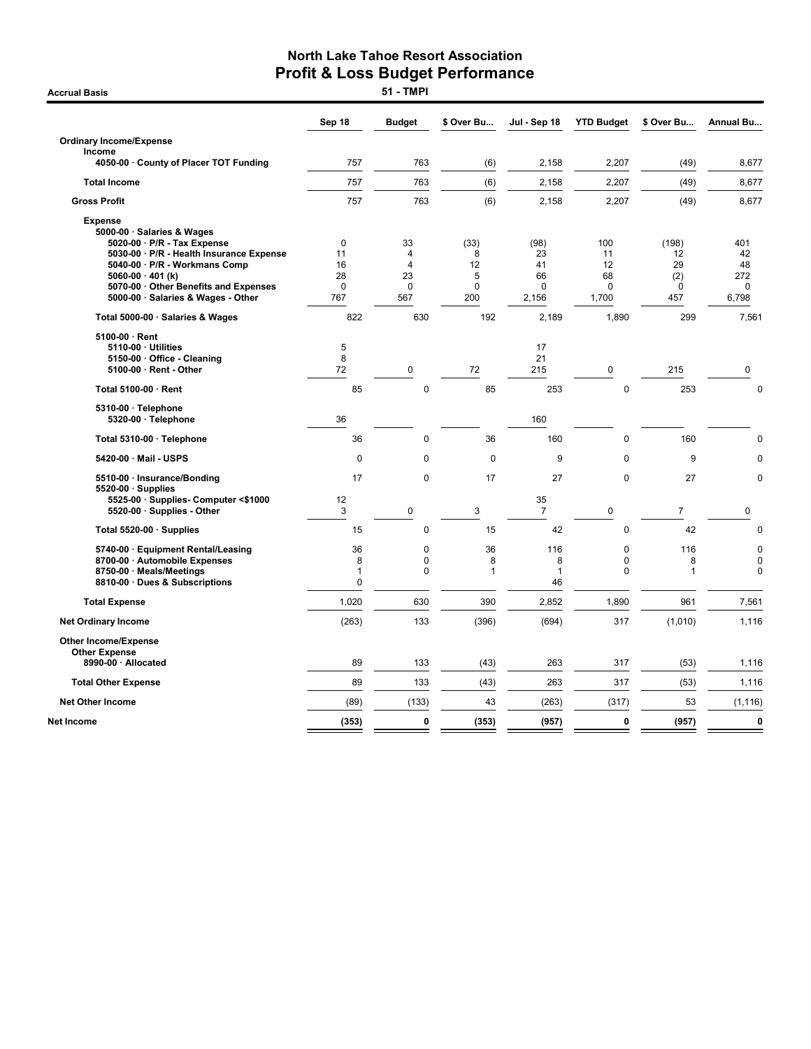# North Lake Tahoe Resort Association
## Profit & Loss Budget Performance

**Accrual Basis** — **51 - TMPI**

| | Sep 18 | Budget | $ Over Bu... | Jul - Sep 18 | YTD Budget | $ Over Bu... | Annual Bu... |
|---|---|---|---|---|---|---|---|
| **Ordinary Income/Expense** | | | | | | | |
| **Income** | | | | | | | |
| **4050-00 · County of Placer TOT Funding** | 757 | 763 | (6) | 2,158 | 2,207 | (49) | 8,677 |
| **Total Income** | 757 | 763 | (6) | 2,158 | 2,207 | (49) | 8,677 |
| **Gross Profit** | 757 | 763 | (6) | 2,158 | 2,207 | (49) | 8,677 |
| **Expense** | | | | | | | |
| **5000-00 · Salaries & Wages** | | | | | | | |
| **5020-00 · P/R - Tax Expense** | 0 | 33 | (33) | (98) | 100 | (198) | 401 |
| **5030-00 · P/R - Health Insurance Expense** | 11 | 4 | 8 | 23 | 11 | 12 | 42 |
| **5040-00 · P/R - Workmans Comp** | 16 | 4 | 12 | 41 | 12 | 29 | 48 |
| **5060-00 · 401 (k)** | 28 | 23 | 5 | 66 | 68 | (2) | 272 |
| **5070-00 · Other Benefits and Expenses** | 0 | 0 | 0 | 0 | 0 | 0 | 0 |
| **5000-00 · Salaries & Wages - Other** | 767 | 567 | 200 | 2,156 | 1,700 | 457 | 6,798 |
| **Total 5000-00 · Salaries & Wages** | 822 | 630 | 192 | 2,189 | 1,890 | 299 | 7,561 |
| **5100-00 · Rent** | | | | | | | |
| **5110-00 · Utilities** | 5 | | | 17 | | | |
| **5150-00 · Office - Cleaning** | 8 | | | 21 | | | |
| **5100-00 · Rent - Other** | 72 | 0 | 72 | 215 | 0 | 215 | 0 |
| **Total 5100-00 · Rent** | 85 | 0 | 85 | 253 | 0 | 253 | 0 |
| **5310-00 · Telephone** | | | | | | | |
| **5320-00 · Telephone** | 36 | | | 160 | | | |
| **Total 5310-00 · Telephone** | 36 | 0 | 36 | 160 | 0 | 160 | 0 |
| **5420-00 · Mail - USPS** | 0 | 0 | 0 | 9 | 0 | 9 | 0 |
| **5510-00 · Insurance/Bonding** | 17 | 0 | 17 | 27 | 0 | 27 | 0 |
| **5520-00 · Supplies** | | | | | | | |
| **5525-00 · Supplies- Computer <$1000** | 12 | | | 35 | | | |
| **5520-00 · Supplies - Other** | 3 | 0 | 3 | 7 | 0 | 7 | 0 |
| **Total 5520-00 · Supplies** | 15 | 0 | 15 | 42 | 0 | 42 | 0 |
| **5740-00 · Equipment Rental/Leasing** | 36 | 0 | 36 | 116 | 0 | 116 | 0 |
| **8700-00 · Automobile Expenses** | 8 | 0 | 8 | 8 | 0 | 8 | 0 |
| **8750-00 · Meals/Meetings** | 1 | 0 | 1 | 1 | 0 | 1 | 0 |
| **8810-00 · Dues & Subscriptions** | 0 | | | 46 | | | |
| **Total Expense** | 1,020 | 630 | 390 | 2,852 | 1,890 | 961 | 7,561 |
| **Net Ordinary Income** | (263) | 133 | (396) | (694) | 317 | (1,010) | 1,116 |
| **Other Income/Expense** | | | | | | | |
| **Other Expense** | | | | | | | |
| **8990-00 · Allocated** | 89 | 133 | (43) | 263 | 317 | (53) | 1,116 |
| **Total Other Expense** | 89 | 133 | (43) | 263 | 317 | (53) | 1,116 |
| **Net Other Income** | (89) | (133) | 43 | (263) | (317) | 53 | (1,116) |
| **Net Income** | **(353)** | **0** | **(353)** | **(957)** | **0** | **(957)** | **0** |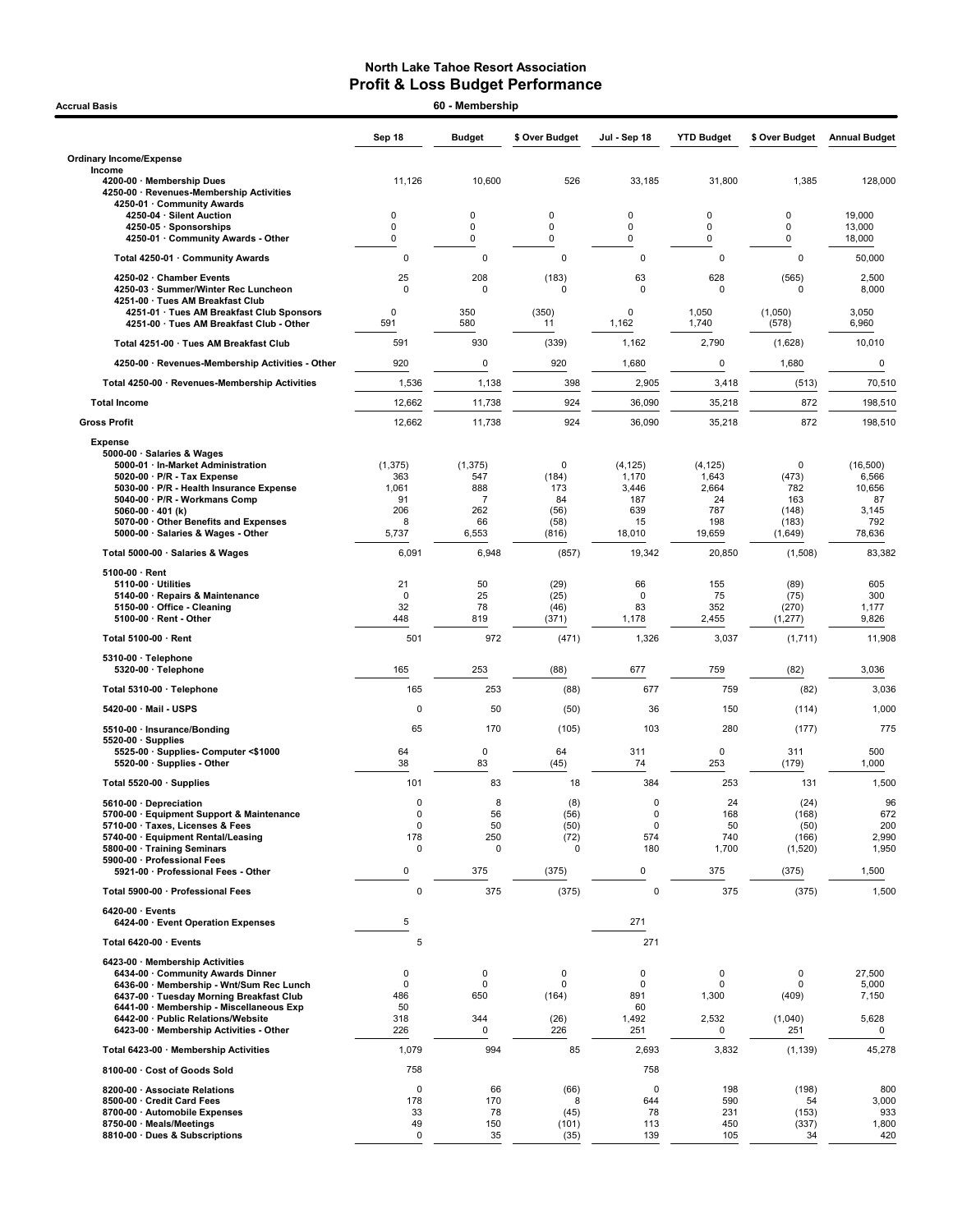# North Lake Tahoe Resort Association
## Profit & Loss Budget Performance

**Accrual Basis** — **60 - Membership**

| | Sep 18 | Budget | $ Over Budget | Jul - Sep 18 | YTD Budget | $ Over Budget | Annual Budget |
|---|---|---|---|---|---|---|---|
| **Ordinary Income/Expense** | | | | | | | |
| Income | | | | | | | |
| 4200-00 · Membership Dues | 11,126 | 10,600 | 526 | 33,185 | 31,800 | 1,385 | 128,000 |
| 4250-00 · Revenues-Membership Activities | | | | | | | |
| 4250-01 · Community Awards | | | | | | | |
| 4250-04 · Silent Auction | 0 | 0 | 0 | 0 | 0 | 0 | 19,000 |
| 4250-05 · Sponsorships | 0 | 0 | 0 | 0 | 0 | 0 | 13,000 |
| 4250-01 · Community Awards - Other | 0 | 0 | 0 | 0 | 0 | 0 | 18,000 |
| Total 4250-01 · Community Awards | 0 | 0 | 0 | 0 | 0 | 0 | 50,000 |
| 4250-02 · Chamber Events | 25 | 208 | (183) | 63 | 628 | (565) | 2,500 |
| 4250-03 · Summer/Winter Rec Luncheon | 0 | 0 | 0 | 0 | 0 | 0 | 8,000 |
| 4251-00 · Tues AM Breakfast Club | | | | | | | |
| 4251-01 · Tues AM Breakfast Club Sponsors | 0 | 350 | (350) | 0 | 1,050 | (1,050) | 3,050 |
| 4251-00 · Tues AM Breakfast Club - Other | 591 | 580 | 11 | 1,162 | 1,740 | (578) | 6,960 |
| Total 4251-00 · Tues AM Breakfast Club | 591 | 930 | (339) | 1,162 | 2,790 | (1,628) | 10,010 |
| 4250-00 · Revenues-Membership Activities - Other | 920 | 0 | 920 | 1,680 | 0 | 1,680 | 0 |
| Total 4250-00 · Revenues-Membership Activities | 1,536 | 1,138 | 398 | 2,905 | 3,418 | (513) | 70,510 |
| **Total Income** | 12,662 | 11,738 | 924 | 36,090 | 35,218 | 872 | 198,510 |
| **Gross Profit** | 12,662 | 11,738 | 924 | 36,090 | 35,218 | 872 | 198,510 |
| Expense | | | | | | | |
| 5000-00 · Salaries & Wages | | | | | | | |
| 5000-01 · In-Market Administration | (1,375) | (1,375) | 0 | (4,125) | (4,125) | 0 | (16,500) |
| 5020-00 · P/R - Tax Expense | 363 | 547 | (184) | 1,170 | 1,643 | (473) | 6,566 |
| 5030-00 · P/R - Health Insurance Expense | 1,061 | 888 | 173 | 3,446 | 2,664 | 782 | 10,656 |
| 5040-00 · P/R - Workmans Comp | 91 | 7 | 84 | 187 | 24 | 163 | 87 |
| 5060-00 · 401 (k) | 206 | 262 | (56) | 639 | 787 | (148) | 3,145 |
| 5070-00 · Other Benefits and Expenses | 8 | 66 | (58) | 15 | 198 | (183) | 792 |
| 5000-00 · Salaries & Wages - Other | 5,737 | 6,553 | (816) | 18,010 | 19,659 | (1,649) | 78,636 |
| Total 5000-00 · Salaries & Wages | 6,091 | 6,948 | (857) | 19,342 | 20,850 | (1,508) | 83,382 |
| 5100-00 · Rent | | | | | | | |
| 5110-00 · Utilities | 21 | 50 | (29) | 66 | 155 | (89) | 605 |
| 5140-00 · Repairs & Maintenance | 0 | 25 | (25) | 0 | 75 | (75) | 300 |
| 5150-00 · Office - Cleaning | 32 | 78 | (46) | 83 | 352 | (270) | 1,177 |
| 5100-00 · Rent - Other | 448 | 819 | (371) | 1,178 | 2,455 | (1,277) | 9,826 |
| Total 5100-00 · Rent | 501 | 972 | (471) | 1,326 | 3,037 | (1,711) | 11,908 |
| 5310-00 · Telephone | | | | | | | |
| 5320-00 · Telephone | 165 | 253 | (88) | 677 | 759 | (82) | 3,036 |
| Total 5310-00 · Telephone | 165 | 253 | (88) | 677 | 759 | (82) | 3,036 |
| 5420-00 · Mail - USPS | 0 | 50 | (50) | 36 | 150 | (114) | 1,000 |
| 5510-00 · Insurance/Bonding | 65 | 170 | (105) | 103 | 280 | (177) | 775 |
| 5520-00 · Supplies | | | | | | | |
| 5525-00 · Supplies- Computer <$1000 | 64 | 0 | 64 | 311 | 0 | 311 | 500 |
| 5520-00 · Supplies - Other | 38 | 83 | (45) | 74 | 253 | (179) | 1,000 |
| Total 5520-00 · Supplies | 101 | 83 | 18 | 384 | 253 | 131 | 1,500 |
| 5610-00 · Depreciation | 0 | 8 | (8) | 0 | 24 | (24) | 96 |
| 5700-00 · Equipment Support & Maintenance | 0 | 56 | (56) | 0 | 168 | (168) | 672 |
| 5710-00 · Taxes, Licenses & Fees | 0 | 50 | (50) | 0 | 50 | (50) | 200 |
| 5740-00 · Equipment Rental/Leasing | 178 | 250 | (72) | 574 | 740 | (166) | 2,990 |
| 5800-00 · Training Seminars | 0 | 0 | 0 | 180 | 1,700 | (1,520) | 1,950 |
| 5900-00 · Professional Fees | | | | | | | |
| 5921-00 · Professional Fees - Other | 0 | 375 | (375) | 0 | 375 | (375) | 1,500 |
| Total 5900-00 · Professional Fees | 0 | 375 | (375) | 0 | 375 | (375) | 1,500 |
| 6420-00 · Events | | | | | | | |
| 6424-00 · Event Operation Expenses | 5 | | | 271 | | | |
| Total 6420-00 · Events | 5 | | | 271 | | | |
| 6423-00 · Membership Activities | | | | | | | |
| 6434-00 · Community Awards Dinner | 0 | 0 | 0 | 0 | 0 | 0 | 27,500 |
| 6436-00 · Membership - Wnt/Sum Rec Lunch | 0 | 0 | 0 | 0 | 0 | 0 | 5,000 |
| 6437-00 · Tuesday Morning Breakfast Club | 486 | 650 | (164) | 891 | 1,300 | (409) | 7,150 |
| 6441-00 · Membership - Miscellaneous Exp | 50 | | | 60 | | | |
| 6442-00 · Public Relations/Website | 318 | 344 | (26) | 1,492 | 2,532 | (1,040) | 5,628 |
| 6423-00 · Membership Activities - Other | 226 | 0 | 226 | 251 | 0 | 251 | 0 |
| Total 6423-00 · Membership Activities | 1,079 | 994 | 85 | 2,693 | 3,832 | (1,139) | 45,278 |
| 8100-00 · Cost of Goods Sold | 758 | | | 758 | | | |
| 8200-00 · Associate Relations | 0 | 66 | (66) | 0 | 198 | (198) | 800 |
| 8500-00 · Credit Card Fees | 178 | 170 | 8 | 644 | 590 | 54 | 3,000 |
| 8700-00 · Automobile Expenses | 33 | 78 | (45) | 78 | 231 | (153) | 933 |
| 8750-00 · Meals/Meetings | 49 | 150 | (101) | 113 | 450 | (337) | 1,800 |
| 8810-00 · Dues & Subscriptions | 0 | 35 | (35) | 139 | 105 | 34 | 420 |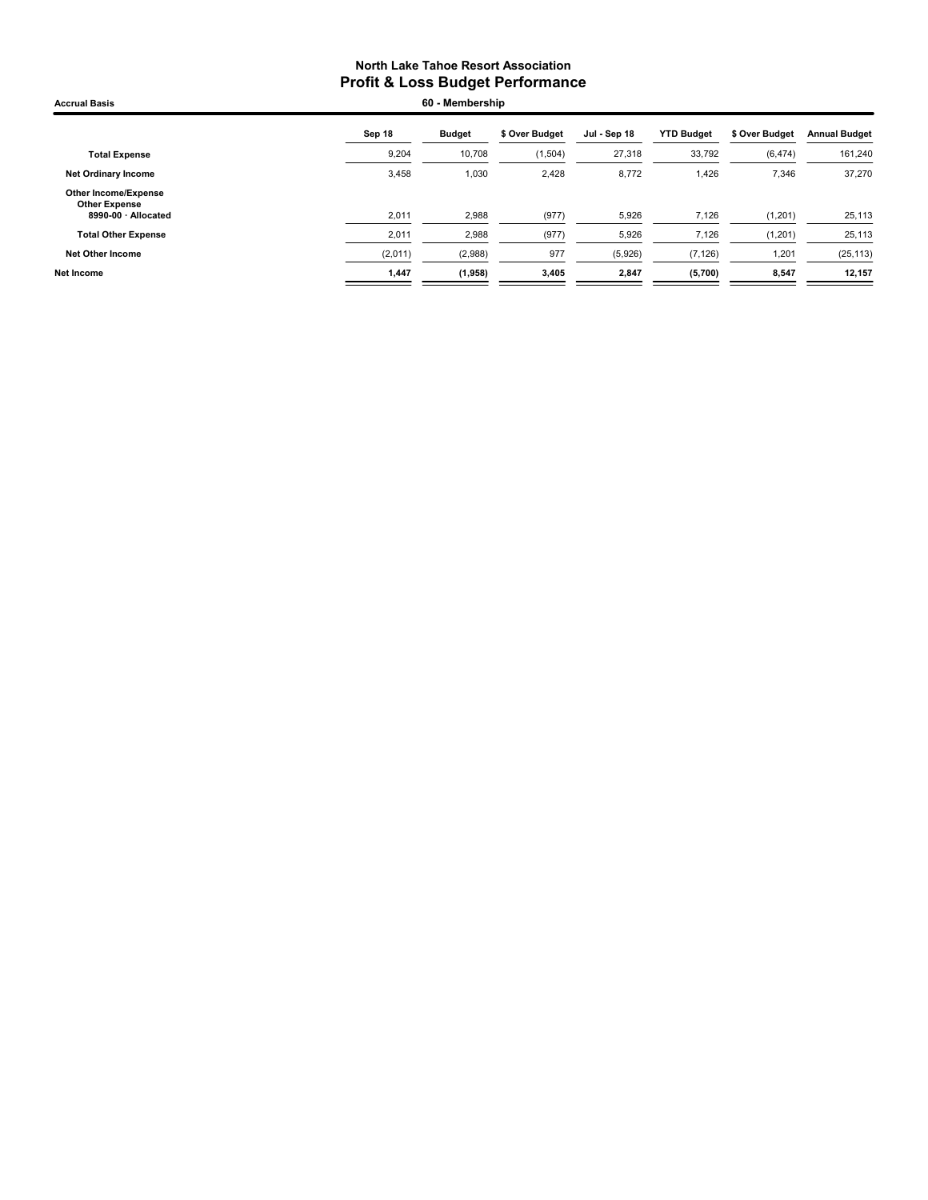**North Lake Tahoe Resort Association**
**Profit & Loss Budget Performance**

**Accrual Basis** — **60 - Membership**

| | Sep 18 | Budget | $ Over Budget | Jul - Sep 18 | YTD Budget | $ Over Budget | Annual Budget |
|---|---|---|---|---|---|---|---|
| **Total Expense** | 9,204 | 10,708 | (1,504) | 27,318 | 33,792 | (6,474) | 161,240 |
| **Net Ordinary Income** | 3,458 | 1,030 | 2,428 | 8,772 | 1,426 | 7,346 | 37,270 |
| **Other Income/Expense** | | | | | | | |
| **Other Expense** | | | | | | | |
| **8990-00 · Allocated** | 2,011 | 2,988 | (977) | 5,926 | 7,126 | (1,201) | 25,113 |
| **Total Other Expense** | 2,011 | 2,988 | (977) | 5,926 | 7,126 | (1,201) | 25,113 |
| **Net Other Income** | (2,011) | (2,988) | 977 | (5,926) | (7,126) | 1,201 | (25,113) |
| **Net Income** | **1,447** | **(1,958)** | **3,405** | **2,847** | **(5,700)** | **8,547** | **12,157** |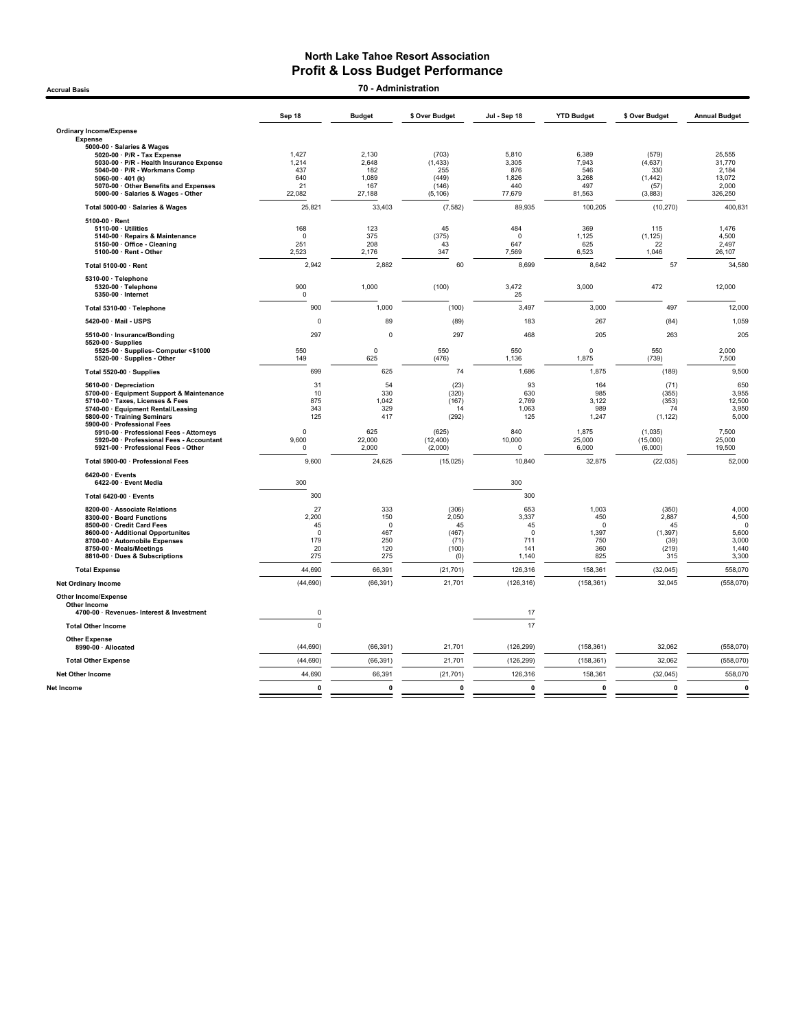# North Lake Tahoe Resort Association
## Profit & Loss Budget Performance

Accrual Basis

### 70 - Administration

| | Sep 18 | Budget | $ Over Budget | Jul - Sep 18 | YTD Budget | $ Over Budget | Annual Budget |
|---|---|---|---|---|---|---|---|
| **Ordinary Income/Expense** | | | | | | | |
| **Expense** | | | | | | | |
| 5000-00 · Salaries & Wages | | | | | | | |
| 5020-00 · P/R - Tax Expense | 1,427 | 2,130 | (703) | 5,810 | 6,389 | (579) | 25,555 |
| 5030-00 · P/R - Health Insurance Expense | 1,214 | 2,648 | (1,433) | 3,305 | 7,943 | (4,637) | 31,770 |
| 5040-00 · P/R - Workmans Comp | 437 | 182 | 255 | 876 | 546 | 330 | 2,184 |
| 5060-00 · 401 (k) | 640 | 1,089 | (449) | 1,826 | 3,268 | (1,442) | 13,072 |
| 5070-00 · Other Benefits and Expenses | 21 | 167 | (146) | 440 | 497 | (57) | 2,000 |
| 5000-00 · Salaries & Wages - Other | 22,082 | 27,188 | (5,106) | 77,679 | 81,563 | (3,883) | 326,250 |
| **Total 5000-00 · Salaries & Wages** | 25,821 | 33,403 | (7,582) | 89,935 | 100,205 | (10,270) | 400,831 |
| 5100-00 · Rent | | | | | | | |
| 5110-00 · Utilities | 168 | 123 | 45 | 484 | 369 | 115 | 1,476 |
| 5140-00 · Repairs & Maintenance | 0 | 375 | (375) | 0 | 1,125 | (1,125) | 4,500 |
| 5150-00 · Office - Cleaning | 251 | 208 | 43 | 647 | 625 | 22 | 2,497 |
| 5100-00 · Rent - Other | 2,523 | 2,176 | 347 | 7,569 | 6,523 | 1,046 | 26,107 |
| **Total 5100-00 · Rent** | 2,942 | 2,882 | 60 | 8,699 | 8,642 | 57 | 34,580 |
| 5310-00 · Telephone | | | | | | | |
| 5320-00 · Telephone | 900 | 1,000 | (100) | 3,472 | 3,000 | 472 | 12,000 |
| 5350-00 · Internet | 0 | | | 25 | | | |
| **Total 5310-00 · Telephone** | 900 | 1,000 | (100) | 3,497 | 3,000 | 497 | 12,000 |
| 5420-00 · Mail - USPS | 0 | 89 | (89) | 183 | 267 | (84) | 1,059 |
| 5510-00 · Insurance/Bonding | 297 | 0 | 297 | 468 | 205 | 263 | 205 |
| 5520-00 · Supplies | | | | | | | |
| 5525-00 · Supplies- Computer <$1000 | 550 | 0 | 550 | 550 | 0 | 550 | 2,000 |
| 5520-00 · Supplies - Other | 149 | 625 | (476) | 1,136 | 1,875 | (739) | 7,500 |
| **Total 5520-00 · Supplies** | 699 | 625 | 74 | 1,686 | 1,875 | (189) | 9,500 |
| 5610-00 · Depreciation | 31 | 54 | (23) | 93 | 164 | (71) | 650 |
| 5700-00 · Equipment Support & Maintenance | 10 | 330 | (320) | 630 | 985 | (355) | 3,955 |
| 5710-00 · Taxes, Licenses & Fees | 875 | 1,042 | (167) | 2,769 | 3,122 | (353) | 12,500 |
| 5740-00 · Equipment Rental/Leasing | 343 | 329 | 14 | 1,063 | 989 | 74 | 3,950 |
| 5800-00 · Training Seminars | 125 | 417 | (292) | 125 | 1,247 | (1,122) | 5,000 |
| 5900-00 · Professional Fees | | | | | | | |
| 5910-00 · Professional Fees - Attorneys | 0 | 625 | (625) | 840 | 1,875 | (1,035) | 7,500 |
| 5920-00 · Professional Fees - Accountant | 9,600 | 22,000 | (12,400) | 10,000 | 25,000 | (15,000) | 25,000 |
| 5921-00 · Professional Fees - Other | 0 | 2,000 | (2,000) | 0 | 6,000 | (6,000) | 19,500 |
| **Total 5900-00 · Professional Fees** | 9,600 | 24,625 | (15,025) | 10,840 | 32,875 | (22,035) | 52,000 |
| 6420-00 · Events | | | | | | | |
| 6422-00 · Event Media | 300 | | | 300 | | | |
| **Total 6420-00 · Events** | 300 | | | 300 | | | |
| 8200-00 · Associate Relations | 27 | 333 | (306) | 653 | 1,003 | (350) | 4,000 |
| 8300-00 · Board Functions | 2,200 | 150 | 2,050 | 3,337 | 450 | 2,887 | 4,500 |
| 8500-00 · Credit Card Fees | 45 | 0 | 45 | 45 | 0 | 45 | 0 |
| 8600-00 · Additional Opportunites | 0 | 467 | (467) | 0 | 1,397 | (1,397) | 5,600 |
| 8700-00 · Automobile Expenses | 179 | 250 | (71) | 711 | 750 | (39) | 3,000 |
| 8750-00 · Meals/Meetings | 20 | 120 | (100) | 141 | 360 | (219) | 1,440 |
| 8810-00 · Dues & Subscriptions | 275 | 275 | (0) | 1,140 | 825 | 315 | 3,300 |
| **Total Expense** | 44,690 | 66,391 | (21,701) | 126,316 | 158,361 | (32,045) | 558,070 |
| **Net Ordinary Income** | (44,690) | (66,391) | 21,701 | (126,316) | (158,361) | 32,045 | (558,070) |
| **Other Income/Expense** | | | | | | | |
| **Other Income** | | | | | | | |
| 4700-00 · Revenues- Interest & Investment | 0 | | | 17 | | | |
| **Total Other Income** | 0 | | | 17 | | | |
| **Other Expense** | | | | | | | |
| 8990-00 · Allocated | (44,690) | (66,391) | 21,701 | (126,299) | (158,361) | 32,062 | (558,070) |
| **Total Other Expense** | (44,690) | (66,391) | 21,701 | (126,299) | (158,361) | 32,062 | (558,070) |
| **Net Other Income** | 44,690 | 66,391 | (21,701) | 126,316 | 158,361 | (32,045) | 558,070 |
| **Net Income** | 0 | 0 | 0 | 0 | 0 | 0 | 0 |